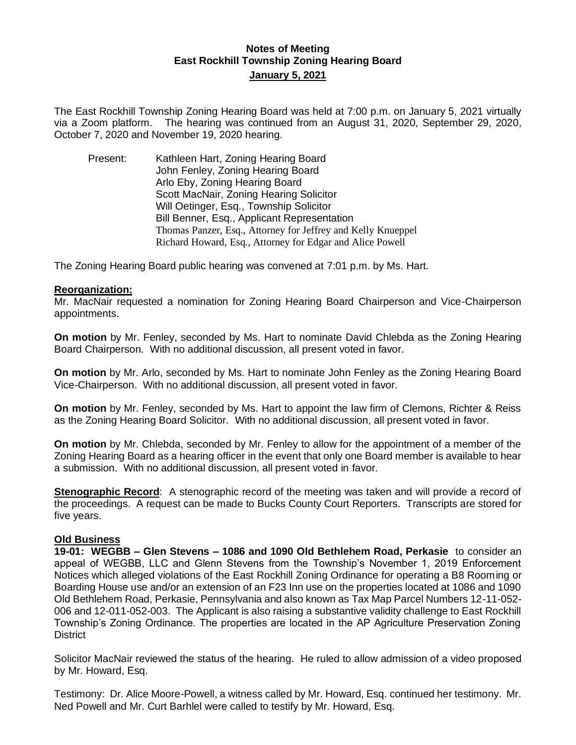# Notes of Meeting
## East Rockhill Township Zoning Hearing Board
## January 5, 2021

The East Rockhill Township Zoning Hearing Board was held at 7:00 p.m. on January 5, 2021 virtually via a Zoom platform. The hearing was continued from an August 31, 2020, September 29, 2020, October 7, 2020 and November 19, 2020 hearing.

Present:
- Kathleen Hart, Zoning Hearing Board
- John Fenley, Zoning Hearing Board
- Arlo Eby, Zoning Hearing Board
- Scott MacNair, Zoning Hearing Solicitor
- Will Oetinger, Esq., Township Solicitor
- Bill Benner, Esq., Applicant Representation
- Thomas Panzer, Esq., Attorney for Jeffrey and Kelly Knueppel
- Richard Howard, Esq., Attorney for Edgar and Alice Powell

The Zoning Hearing Board public hearing was convened at 7:01 p.m. by Ms. Hart.

**Reorganization:**

Mr. MacNair requested a nomination for Zoning Hearing Board Chairperson and Vice-Chairperson appointments.

**On motion** by Mr. Fenley, seconded by Ms. Hart to nominate David Chlebda as the Zoning Hearing Board Chairperson. With no additional discussion, all present voted in favor.

**On motion** by Mr. Arlo, seconded by Ms. Hart to nominate John Fenley as the Zoning Hearing Board Vice-Chairperson. With no additional discussion, all present voted in favor.

**On motion** by Mr. Fenley, seconded by Ms. Hart to appoint the law firm of Clemons, Richter & Reiss as the Zoning Hearing Board Solicitor. With no additional discussion, all present voted in favor.

**On motion** by Mr. Chlebda, seconded by Mr. Fenley to allow for the appointment of a member of the Zoning Hearing Board as a hearing officer in the event that only one Board member is available to hear a submission. With no additional discussion, all present voted in favor.

**Stenographic Record**: A stenographic record of the meeting was taken and will provide a record of the proceedings. A request can be made to Bucks County Court Reporters. Transcripts are stored for five years.

**Old Business**

**19-01: WEGBB – Glen Stevens – 1086 and 1090 Old Bethlehem Road, Perkasie** to consider an appeal of WEGBB, LLC and Glenn Stevens from the Township's November 1, 2019 Enforcement Notices which alleged violations of the East Rockhill Zoning Ordinance for operating a B8 Rooming or Boarding House use and/or an extension of an F23 Inn use on the properties located at 1086 and 1090 Old Bethlehem Road, Perkasie, Pennsylvania and also known as Tax Map Parcel Numbers 12-11-052-006 and 12-011-052-003. The Applicant is also raising a substantive validity challenge to East Rockhill Township's Zoning Ordinance. The properties are located in the AP Agriculture Preservation Zoning District

Solicitor MacNair reviewed the status of the hearing. He ruled to allow admission of a video proposed by Mr. Howard, Esq.

Testimony: Dr. Alice Moore-Powell, a witness called by Mr. Howard, Esq. continued her testimony. Mr. Ned Powell and Mr. Curt Barhlel were called to testify by Mr. Howard, Esq.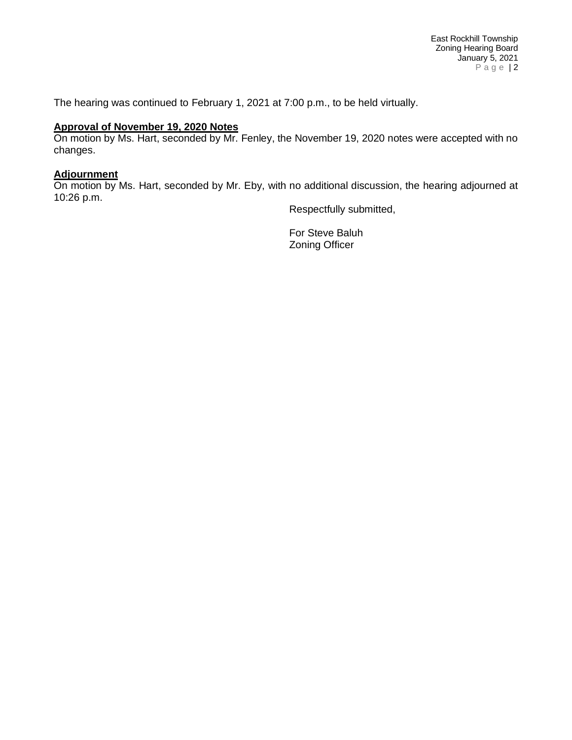The hearing was continued to February 1, 2021 at 7:00 p.m., to be held virtually.

**Approval of November 19, 2020 Notes**

On motion by Ms. Hart, seconded by Mr. Fenley, the November 19, 2020 notes were accepted with no changes.

**Adjournment**

On motion by Ms. Hart, seconded by Mr. Eby, with no additional discussion, the hearing adjourned at 10:26 p.m.

Respectfully submitted,

For Steve Baluh
Zoning Officer